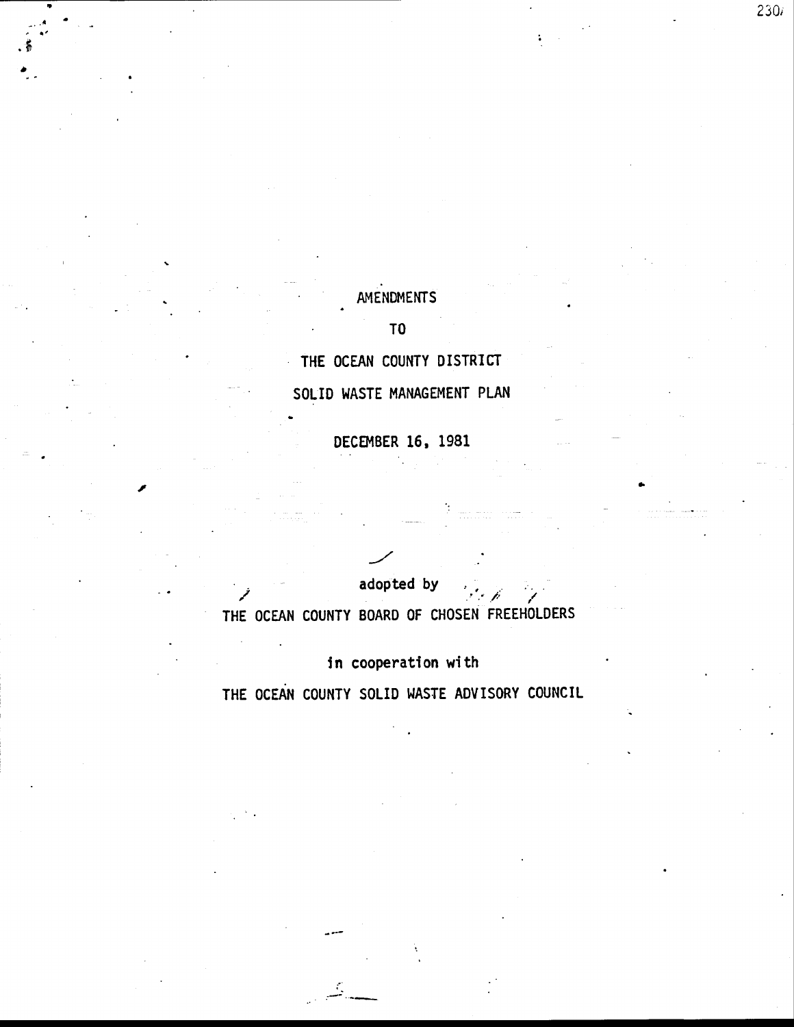# AMENDMENTS

# TO

# THE OCEAN COUNTY DISTRICT

# SOLID WASTE MANAGEMENT PLAN

DECEMBER 16, 1981

adopted by

THE OCEAN COUNTY BOARD OF CHOSEN FREEHOLDERS

in cooperation with

THE OCEAN COUNTY SOLID WASTE ADVISORY COUNCIL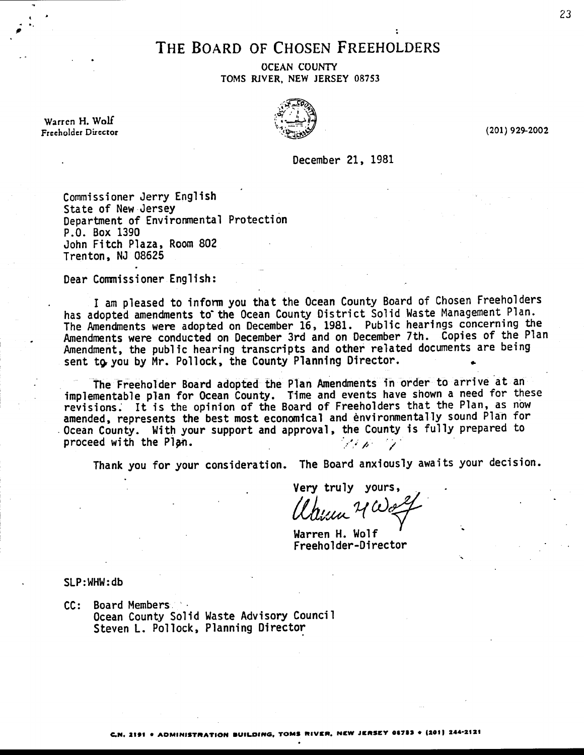# THE BOARD OF CHOSEN FREEHOLDERS

OCEAN COUNTY
TOMS RIVER, NEW JERSEY 08753

Warren H. Wolf
Freeholder Director

(201) 929-2002

December 21, 1981

Commissioner Jerry English
State of New Jersey
Department of Environmental Protection
P.O. Box 1390
John Fitch Plaza, Room 802
Trenton, NJ 08625

Dear Commissioner English:

I am pleased to inform you that the Ocean County Board of Chosen Freeholders has adopted amendments to the Ocean County District Solid Waste Management Plan. The Amendments were adopted on December 16, 1981. Public hearings concerning the Amendments were conducted on December 3rd and on December 7th. Copies of the Plan Amendment, the public hearing transcripts and other related documents are being sent to you by Mr. Pollock, the County Planning Director.

The Freeholder Board adopted the Plan Amendments in order to arrive at an implementable plan for Ocean County. Time and events have shown a need for these revisions. It is the opinion of the Board of Freeholders that the Plan, as now amended, represents the best most economical and environmentally sound Plan for Ocean County. With your support and approval, the County is fully prepared to proceed with the Plan.

Thank you for your consideration. The Board anxiously awaits your decision.

Very truly yours,

Warren H. Wolf
Freeholder-Director

SLP:WHW:db

CC: Board Members
Ocean County Solid Waste Advisory Council
Steven L. Pollock, Planning Director

C.N. 2191 • ADMINISTRATION BUILDING, TOMS RIVER, NEW JERSEY 08753 • (201) 244-2121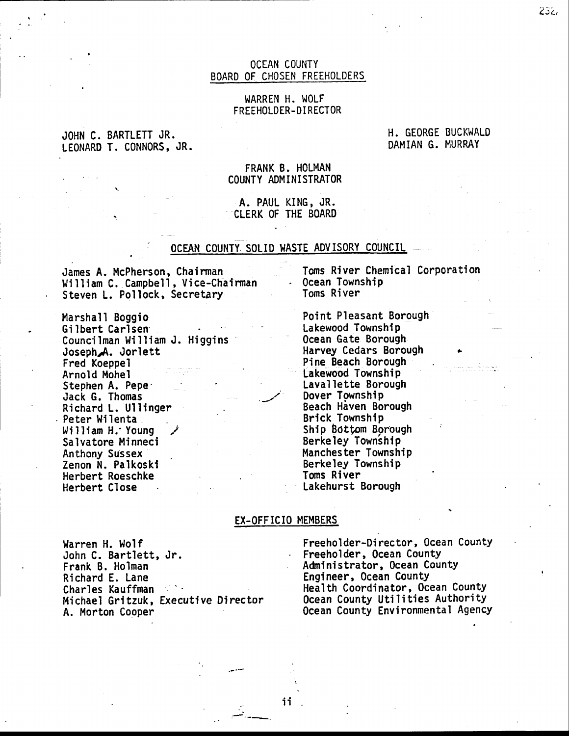# OCEAN COUNTY
## BOARD OF CHOSEN FREEHOLDERS

WARREN H. WOLF
FREEHOLDER-DIRECTOR

JOHN C. BARTLETT JR.
LEONARD T. CONNORS, JR.
H. GEORGE BUCKWALD
DAMIAN G. MURRAY

FRANK B. HOLMAN
COUNTY ADMINISTRATOR

A. PAUL KING, JR.
CLERK OF THE BOARD

## OCEAN COUNTY SOLID WASTE ADVISORY COUNCIL

| | |
|---|---|
| James A. McPherson, Chairman | Toms River Chemical Corporation |
| William C. Campbell, Vice-Chairman | Ocean Township |
| Steven L. Pollock, Secretary | Toms River |
| | |
| Marshall Boggio | Point Pleasant Borough |
| Gilbert Carlsen | Lakewood Township |
| Councilman William J. Higgins | Ocean Gate Borough |
| Joseph A. Jorlett | Harvey Cedars Borough |
| Fred Koeppel | Pine Beach Borough |
| Arnold Mohel | Lakewood Township |
| Stephen A. Pepe | Lavallette Borough |
| Jack G. Thomas | Dover Township |
| Richard L. Ullinger | Beach Haven Borough |
| Peter Wilenta | Brick Township |
| William H. Young | Ship Bottom Borough |
| Salvatore Minneci | Berkeley Township |
| Anthony Sussex | Manchester Township |
| Zenon N. Palkoski | Berkeley Township |
| Herbert Roeschke | Toms River |
| Herbert Close | Lakehurst Borough |

## EX-OFFICIO MEMBERS

| | |
|---|---|
| Warren H. Wolf | Freeholder-Director, Ocean County |
| John C. Bartlett, Jr. | Freeholder, Ocean County |
| Frank B. Holman | Administrator, Ocean County |
| Richard E. Lane | Engineer, Ocean County |
| Charles Kauffman | Health Coordinator, Ocean County |
| Michael Gritzuk, Executive Director | Ocean County Utilities Authority |
| A. Morton Cooper | Ocean County Environmental Agency |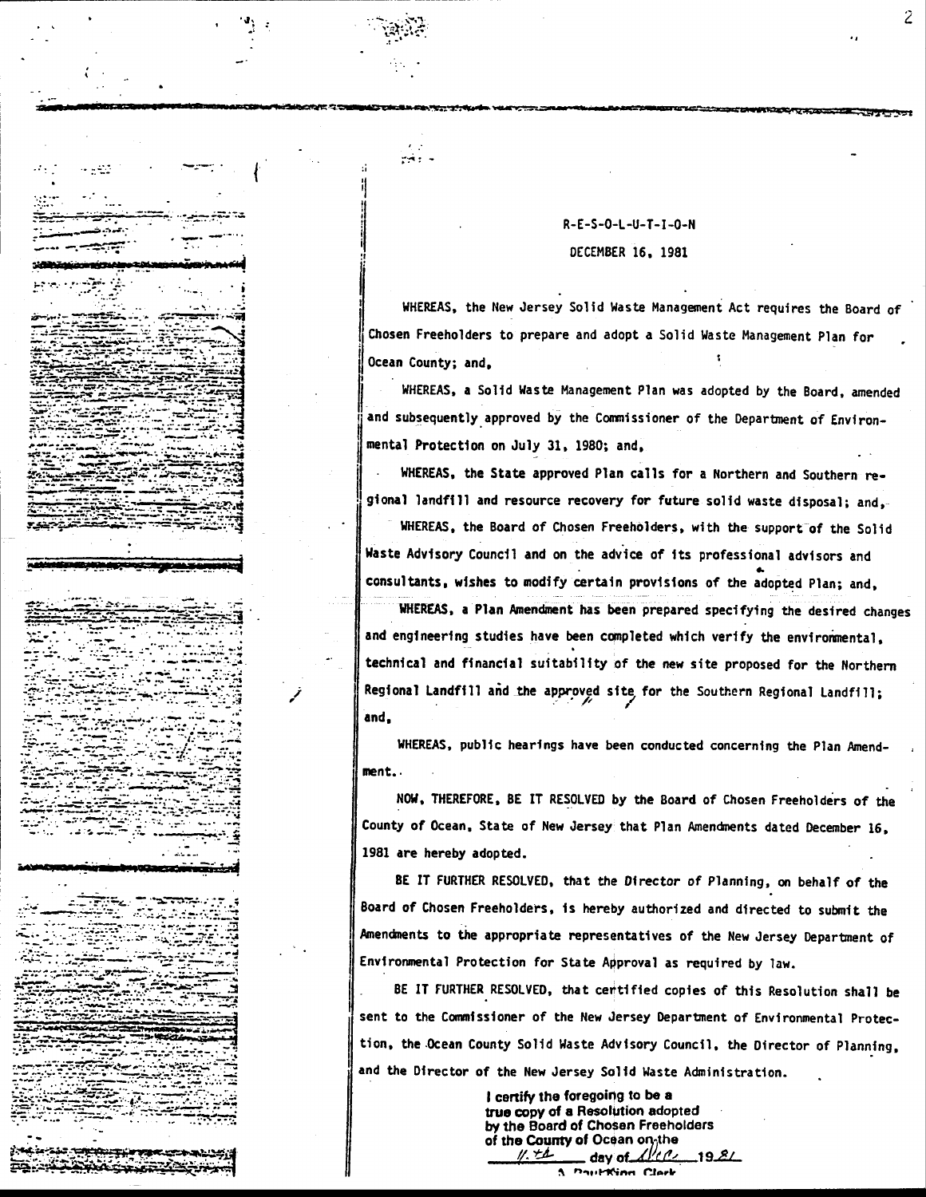R-E-S-O-L-U-T-I-O-N

DECEMBER 16, 1981

WHEREAS, the New Jersey Solid Waste Management Act requires the Board of Chosen Freeholders to prepare and adopt a Solid Waste Management Plan for Ocean County; and,

WHEREAS, a Solid Waste Management Plan was adopted by the Board, amended and subsequently approved by the Commissioner of the Department of Environmental Protection on July 31, 1980; and,

WHEREAS, the State approved Plan calls for a Northern and Southern regional landfill and resource recovery for future solid waste disposal; and,

WHEREAS, the Board of Chosen Freeholders, with the support of the Solid Waste Advisory Council and on the advice of its professional advisors and consultants, wishes to modify certain provisions of the adopted Plan; and,

WHEREAS, a Plan Amendment has been prepared specifying the desired changes and engineering studies have been completed which verify the environmental, technical and financial suitability of the new site proposed for the Northern Regional Landfill and the approved site for the Southern Regional Landfill; and,

WHEREAS, public hearings have been conducted concerning the Plan Amendment.

NOW, THEREFORE, BE IT RESOLVED by the Board of Chosen Freeholders of the County of Ocean, State of New Jersey that Plan Amendments dated December 16, 1981 are hereby adopted.

BE IT FURTHER RESOLVED, that the Director of Planning, on behalf of the Board of Chosen Freeholders, is hereby authorized and directed to submit the Amendments to the appropriate representatives of the New Jersey Department of Environmental Protection for State Approval as required by law.

BE IT FURTHER RESOLVED, that certified copies of this Resolution shall be sent to the Commissioner of the New Jersey Department of Environmental Protection, the Ocean County Solid Waste Advisory Council, the Director of Planning, and the Director of the New Jersey Solid Waste Administration.

I certify the foregoing to be a true copy of a Resolution adopted by the Board of Chosen Freeholders of the County of Ocean on the 16th day of Dec. 1981

A. Paul King, Clerk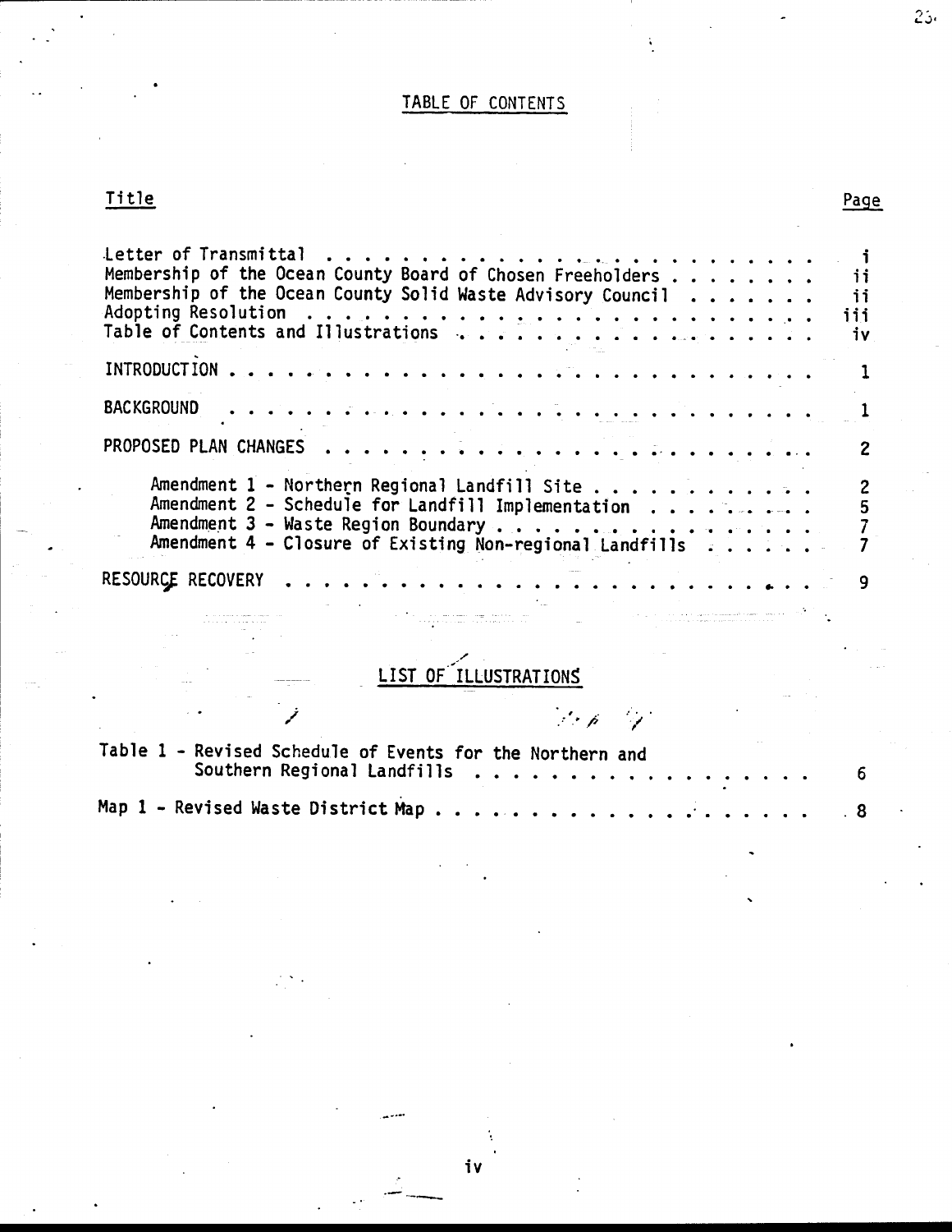# TABLE OF CONTENTS

| Title | Page |
|---|---|
| Letter of Transmittal | i |
| Membership of the Ocean County Board of Chosen Freeholders | ii |
| Membership of the Ocean County Solid Waste Advisory Council | ii |
| Adopting Resolution | iii |
| Table of Contents and Illustrations | iv |
| INTRODUCTION | 1 |
| BACKGROUND | 1 |
| PROPOSED PLAN CHANGES | 2 |
| Amendment 1 - Northern Regional Landfill Site | 2 |
| Amendment 2 - Schedule for Landfill Implementation | 5 |
| Amendment 3 - Waste Region Boundary | 7 |
| Amendment 4 - Closure of Existing Non-regional Landfills | 7 |
| RESOURCE RECOVERY | 9 |

## LIST OF ILLUSTRATIONS

| Title | Page |
|---|---|
| Table 1 - Revised Schedule of Events for the Northern and Southern Regional Landfills | 6 |
| Map 1 - Revised Waste District Map | 8 |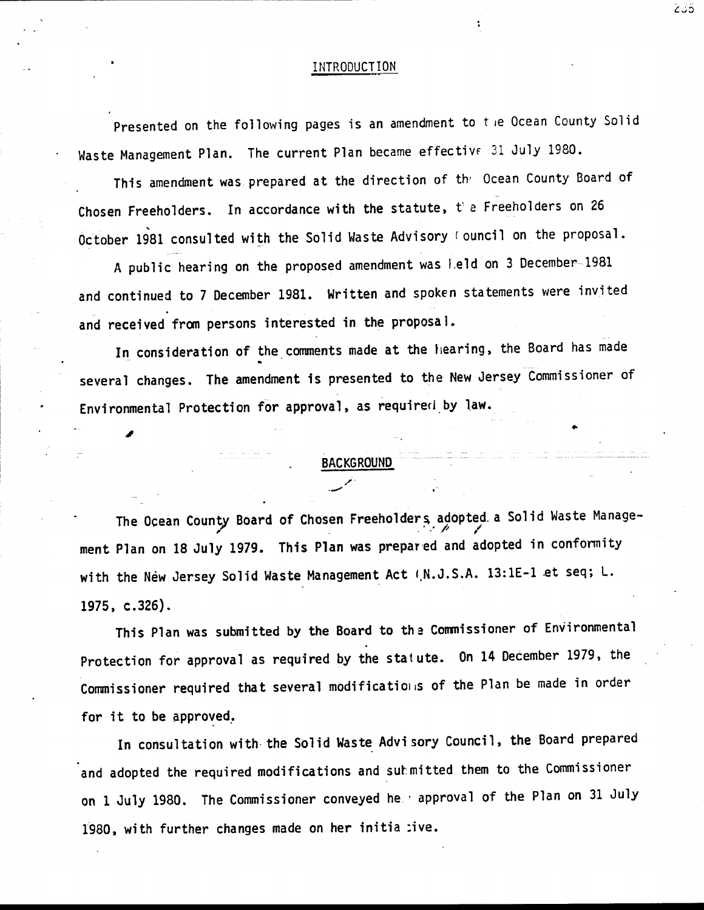## INTRODUCTION

Presented on the following pages is an amendment to the Ocean County Solid Waste Management Plan. The current Plan became effective 31 July 1980.

This amendment was prepared at the direction of the Ocean County Board of Chosen Freeholders. In accordance with the statute, the Freeholders on 26 October 1981 consulted with the Solid Waste Advisory Council on the proposal.

A public hearing on the proposed amendment was held on 3 December 1981 and continued to 7 December 1981. Written and spoken statements were invited and received from persons interested in the proposal.

In consideration of the comments made at the hearing, the Board has made several changes. The amendment is presented to the New Jersey Commissioner of Environmental Protection for approval, as required by law.

## BACKGROUND

The Ocean County Board of Chosen Freeholders adopted a Solid Waste Management Plan on 18 July 1979. This Plan was prepared and adopted in conformity with the New Jersey Solid Waste Management Act (N.J.S.A. 13:1E-1 et seq; L. 1975, c.326).

This Plan was submitted by the Board to the Commissioner of Environmental Protection for approval as required by the statute. On 14 December 1979, the Commissioner required that several modifications of the Plan be made in order for it to be approved.

In consultation with the Solid Waste Advisory Council, the Board prepared and adopted the required modifications and submitted them to the Commissioner on 1 July 1980. The Commissioner conveyed her approval of the Plan on 31 July 1980, with further changes made on her initiative.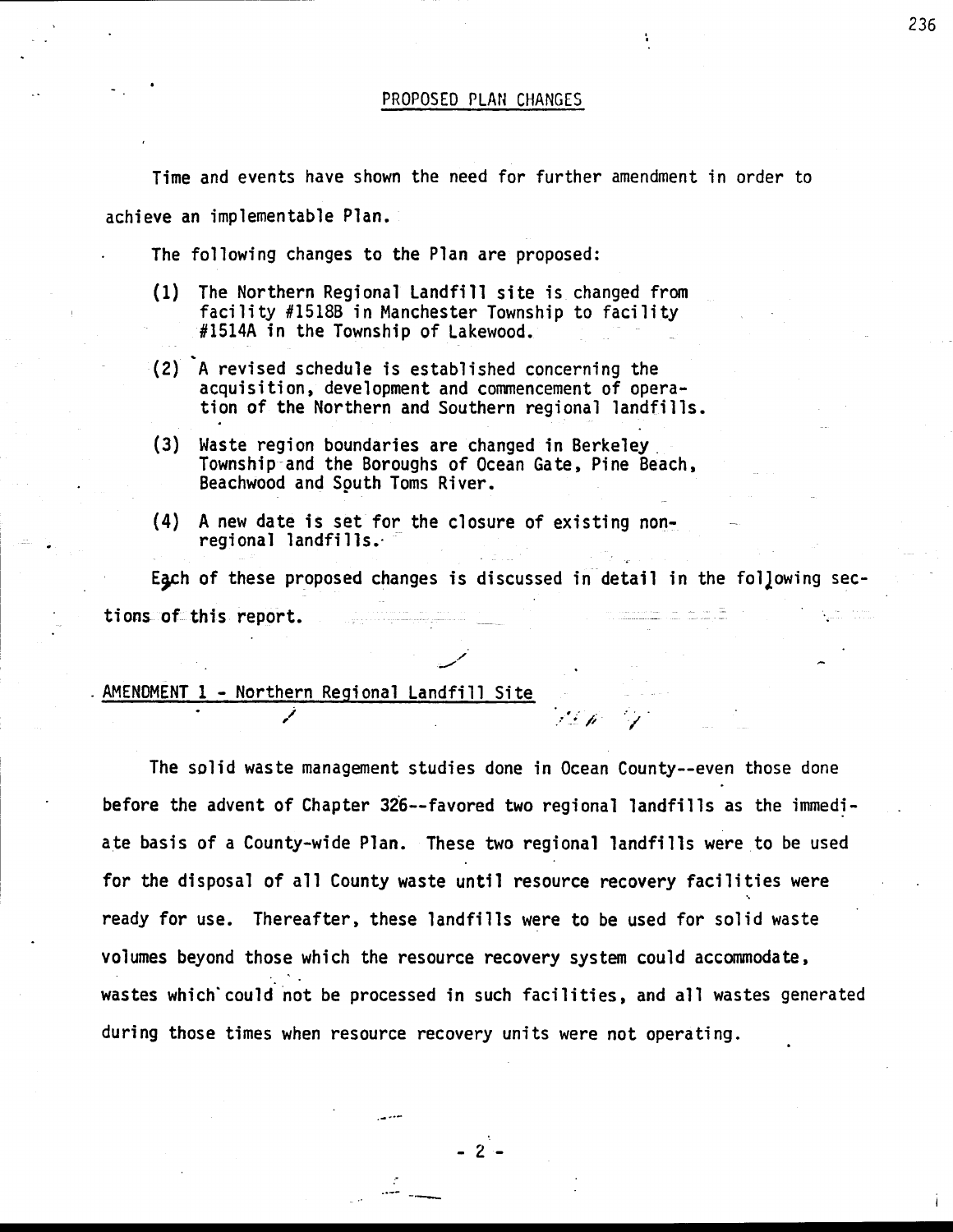## PROPOSED PLAN CHANGES

Time and events have shown the need for further amendment in order to achieve an implementable Plan.

The following changes to the Plan are proposed:

(1) The Northern Regional Landfill site is changed from facility #1518B in Manchester Township to facility #1514A in the Township of Lakewood.

(2) A revised schedule is established concerning the acquisition, development and commencement of operation of the Northern and Southern regional landfills.

(3) Waste region boundaries are changed in Berkeley Township and the Boroughs of Ocean Gate, Pine Beach, Beachwood and South Toms River.

(4) A new date is set for the closure of existing non-regional landfills.

Each of these proposed changes is discussed in detail in the following sections of this report.

### AMENDMENT 1 - Northern Regional Landfill Site

The solid waste management studies done in Ocean County--even those done before the advent of Chapter 326--favored two regional landfills as the immediate basis of a County-wide Plan. These two regional landfills were to be used for the disposal of all County waste until resource recovery facilities were ready for use. Thereafter, these landfills were to be used for solid waste volumes beyond those which the resource recovery system could accommodate, wastes which could not be processed in such facilities, and all wastes generated during those times when resource recovery units were not operating.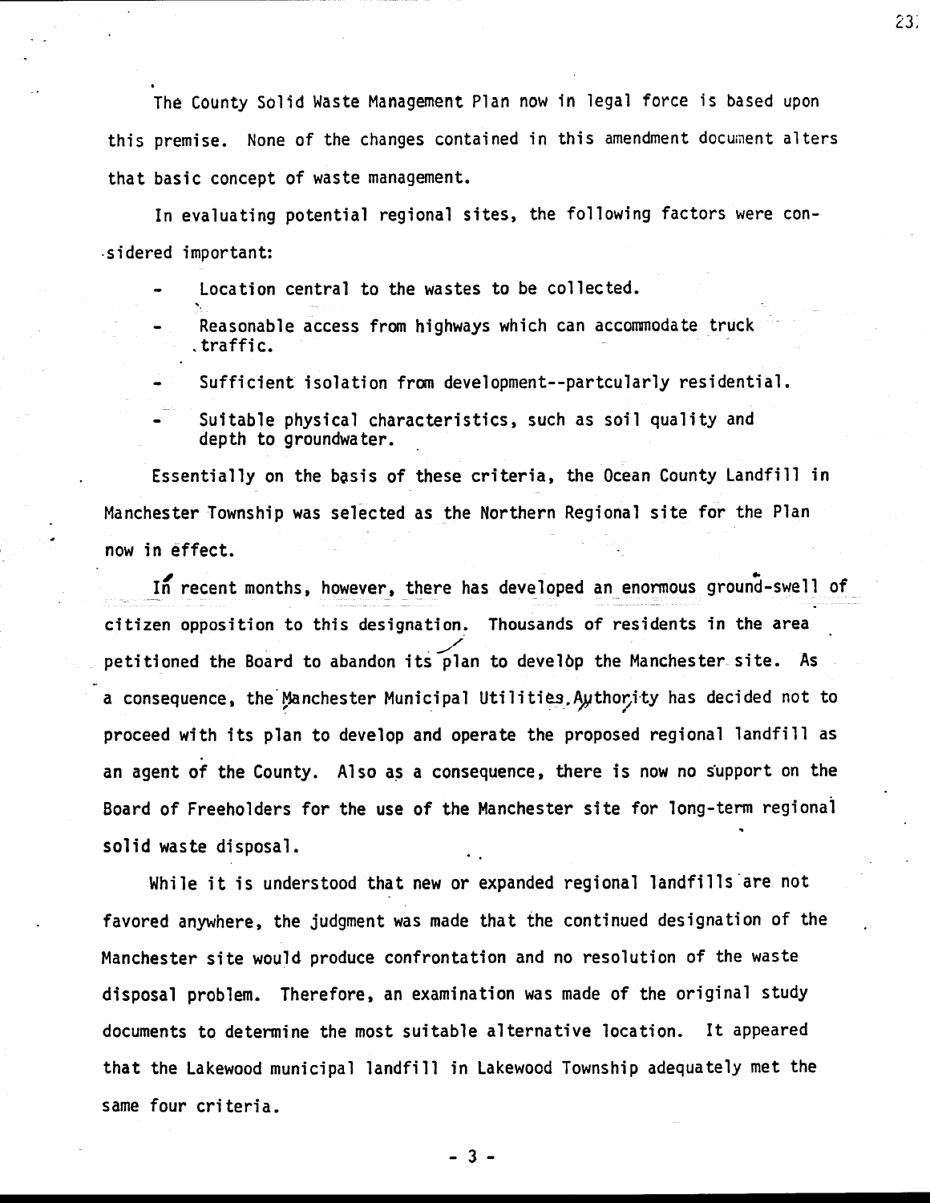The County Solid Waste Management Plan now in legal force is based upon this premise. None of the changes contained in this amendment document alters that basic concept of waste management.

In evaluating potential regional sites, the following factors were considered important:

- Location central to the wastes to be collected.
- Reasonable access from highways which can accommodate truck traffic.
- Sufficient isolation from development--partcularly residential.
- Suitable physical characteristics, such as soil quality and depth to groundwater.

Essentially on the basis of these criteria, the Ocean County Landfill in Manchester Township was selected as the Northern Regional site for the Plan now in effect.

In recent months, however, there has developed an enormous ground-swell of citizen opposition to this designation. Thousands of residents in the area petitioned the Board to abandon its plan to develop the Manchester site. As a consequence, the Manchester Municipal Utilities Authority has decided not to proceed with its plan to develop and operate the proposed regional landfill as an agent of the County. Also as a consequence, there is now no support on the Board of Freeholders for the use of the Manchester site for long-term regional solid waste disposal.

While it is understood that new or expanded regional landfills are not favored anywhere, the judgment was made that the continued designation of the Manchester site would produce confrontation and no resolution of the waste disposal problem. Therefore, an examination was made of the original study documents to determine the most suitable alternative location. It appeared that the Lakewood municipal landfill in Lakewood Township adequately met the same four criteria.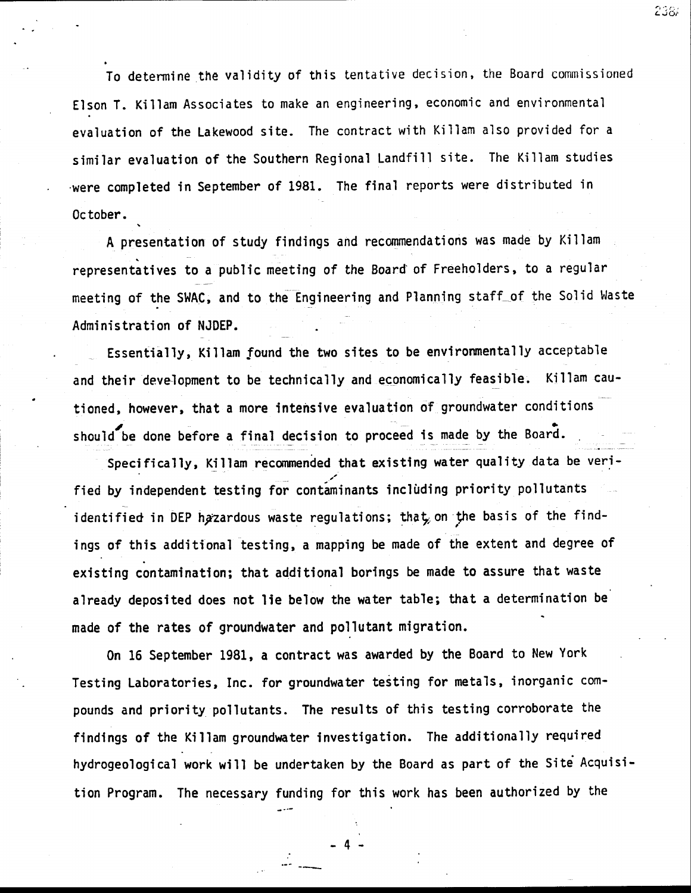To determine the validity of this tentative decision, the Board commissioned Elson T. Killam Associates to make an engineering, economic and environmental evaluation of the Lakewood site. The contract with Killam also provided for a similar evaluation of the Southern Regional Landfill site. The Killam studies were completed in September of 1981. The final reports were distributed in October.

A presentation of study findings and recommendations was made by Killam representatives to a public meeting of the Board of Freeholders, to a regular meeting of the SWAC, and to the Engineering and Planning staff of the Solid Waste Administration of NJDEP.

Essentially, Killam found the two sites to be environmentally acceptable and their development to be technically and economically feasible. Killam cautioned, however, that a more intensive evaluation of groundwater conditions should be done before a final decision to proceed is made by the Board.

Specifically, Killam recommended that existing water quality data be verified by independent testing for contaminants including priority pollutants identified in DEP hazardous waste regulations; that, on the basis of the findings of this additional testing, a mapping be made of the extent and degree of existing contamination; that additional borings be made to assure that waste already deposited does not lie below the water table; that a determination be made of the rates of groundwater and pollutant migration.

On 16 September 1981, a contract was awarded by the Board to New York Testing Laboratories, Inc. for groundwater testing for metals, inorganic compounds and priority pollutants. The results of this testing corroborate the findings of the Killam groundwater investigation. The additionally required hydrogeological work will be undertaken by the Board as part of the Site Acquisition Program. The necessary funding for this work has been authorized by the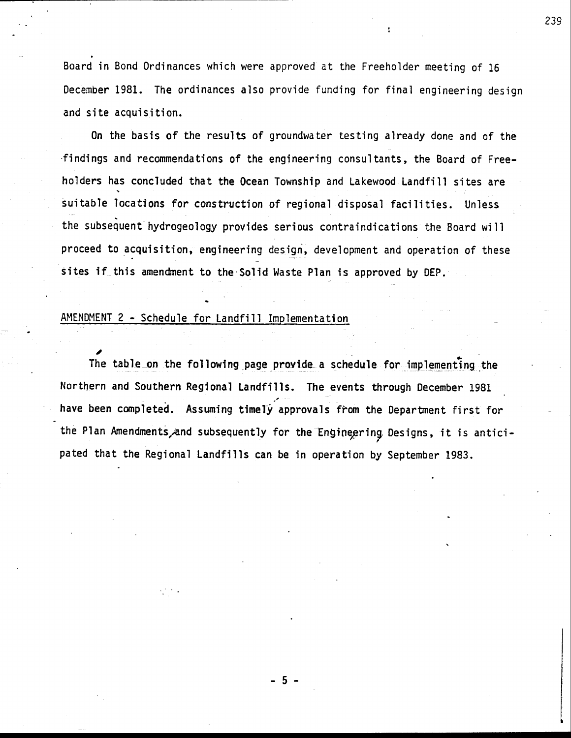Board in Bond Ordinances which were approved at the Freeholder meeting of 16 December 1981. The ordinances also provide funding for final engineering design and site acquisition.

On the basis of the results of groundwater testing already done and of the findings and recommendations of the engineering consultants, the Board of Freeholders has concluded that the Ocean Township and Lakewood Landfill sites are suitable locations for construction of regional disposal facilities. Unless the subsequent hydrogeology provides serious contraindications the Board will proceed to acquisition, engineering design, development and operation of these sites if this amendment to the Solid Waste Plan is approved by DEP.

## AMENDMENT 2 - Schedule for Landfill Implementation

The table on the following page provide a schedule for implementing the Northern and Southern Regional Landfills. The events through December 1981 have been completed. Assuming timely approvals from the Department first for the Plan Amendments and subsequently for the Engineering Designs, it is anticipated that the Regional Landfills can be in operation by September 1983.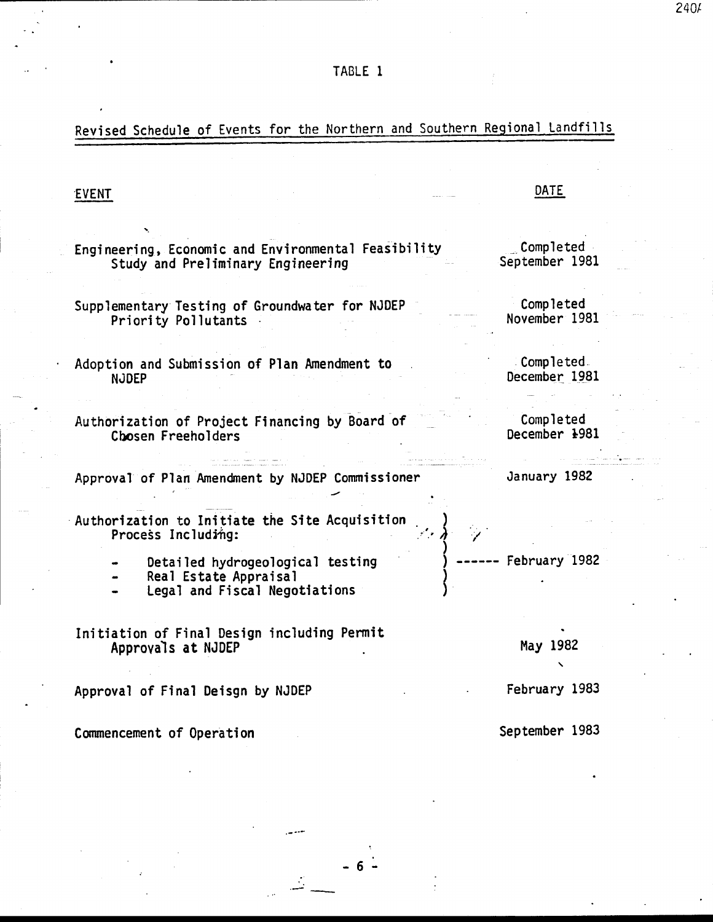# TABLE 1

## Revised Schedule of Events for the Northern and Southern Regional Landfills

| EVENT | DATE |
|---|---|
| Engineering, Economic and Environmental Feasibility Study and Preliminary Engineering | Completed September 1981 |
| Supplementary Testing of Groundwater for NJDEP Priority Pollutants | Completed November 1981 |
| Adoption and Submission of Plan Amendment to NJDEP | Completed December 1981 |
| Authorization of Project Financing by Board of Chosen Freeholders | Completed December 1981 |
| Approval of Plan Amendment by NJDEP Commissioner | January 1982 |
| Authorization to Initiate the Site Acquisition Process Including:<br>- Detailed hydrogeological testing<br>- Real Estate Appraisal<br>- Legal and Fiscal Negotiations | February 1982 |
| Initiation of Final Design including Permit Approvals at NJDEP | May 1982 |
| Approval of Final Deisgn by NJDEP | February 1983 |
| Commencement of Operation | September 1983 |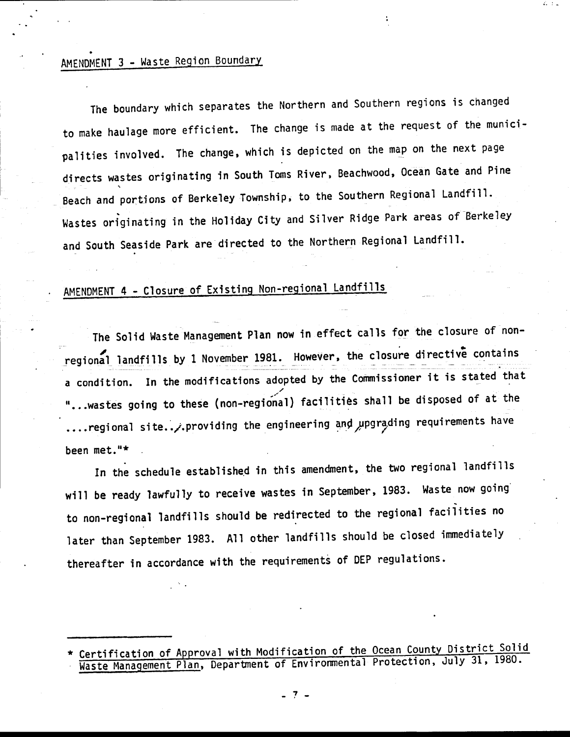AMENDMENT 3 - Waste Region Boundary

The boundary which separates the Northern and Southern regions is changed to make haulage more efficient. The change is made at the request of the municipalities involved. The change, which is depicted on the map on the next page directs wastes originating in South Toms River, Beachwood, Ocean Gate and Pine Beach and portions of Berkeley Township, to the Southern Regional Landfill. Wastes originating in the Holiday City and Silver Ridge Park areas of Berkeley and South Seaside Park are directed to the Northern Regional Landfill.

AMENDMENT 4 - Closure of Existing Non-regional Landfills

The Solid Waste Management Plan now in effect calls for the closure of non-regional landfills by 1 November 1981. However, the closure directive contains a condition. In the modifications adopted by the Commissioner it is stated that "...wastes going to these (non-regional) facilities shall be disposed of at the ....regional site...providing the engineering and upgrading requirements have been met."*

In the schedule established in this amendment, the two regional landfills will be ready lawfully to receive wastes in September, 1983. Waste now going to non-regional landfills should be redirected to the regional facilities no later than September 1983. All other landfills should be closed immediately thereafter in accordance with the requirements of DEP regulations.

---

* Certification of Approval with Modification of the Ocean County District Solid Waste Management Plan, Department of Environmental Protection, July 31, 1980.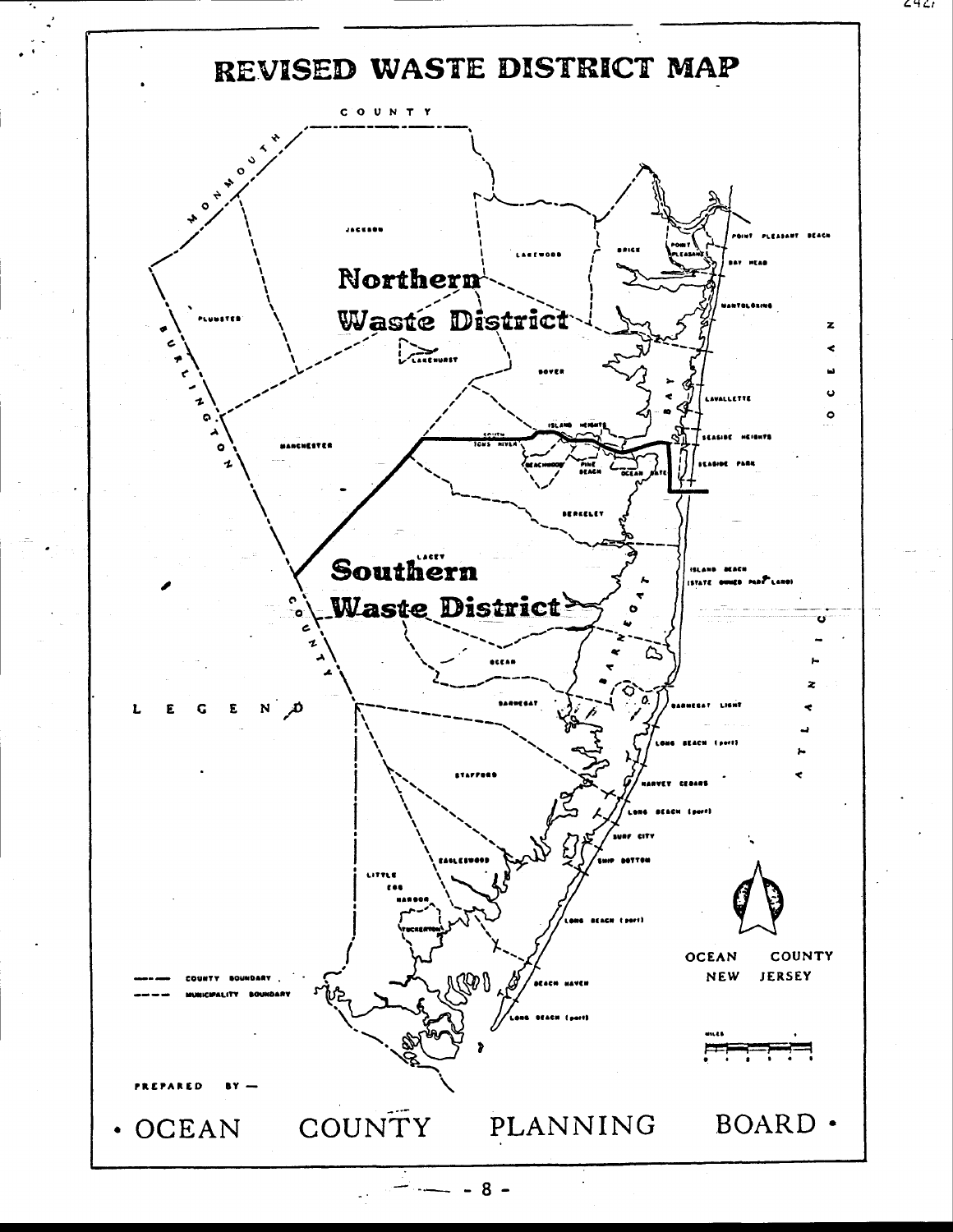# REVISED WASTE DISTRICT MAP

COUNTY

MONMOUTH

JACKSON

LAKEWOOD

BRICK

POINT PLEASANT

POINT PLEASANT BEACH

BAY HEAD

PLUMSTED

**Northern Waste District**

MANTOLOKING

LAKEHURST

DOVER

LAVALLETTE

BURLINGTON

MANCHESTER

ISLAND HEIGHTS

SOUTH TOMS RIVER

BEACHWOOD

PINE BEACH

OCEAN GATE

SEASIDE HEIGHTS

SEASIDE PARK

BAY

BERKELEY

LACEY

**Southern Waste District**

ISLAND BEACH (STATE OWNED PARK LAND)

COUNTY

OCEAN

BARNEGAT

BARNEGAT

BARNEGAT LIGHT

LEGEND

STAFFORD

LONG BEACH (part)

HARVEY CEDARS

LONG BEACH (part)

SURF CITY

SHIP BOTTOM

EAGLESWOOD

LITTLE EGG HARBOR

TUCKERTON

LONG BEACH (part)

BEACH HAVEN

LONG BEACH (part)

ATLANTIC OCEAN

---- COUNTY BOUNDARY

---- MUNICIPALITY BOUNDARY

OCEAN COUNTY
NEW JERSEY

MILES

PREPARED BY —

OCEAN COUNTY PLANNING BOARD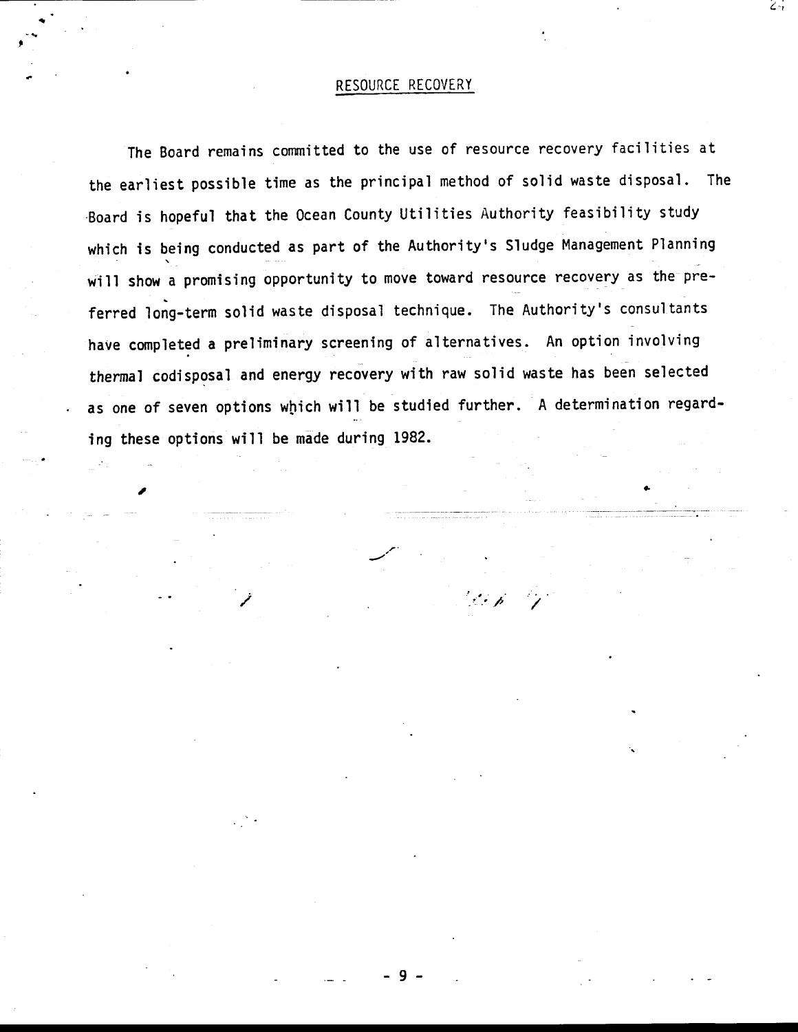## RESOURCE RECOVERY

The Board remains committed to the use of resource recovery facilities at the earliest possible time as the principal method of solid waste disposal. The Board is hopeful that the Ocean County Utilities Authority feasibility study which is being conducted as part of the Authority's Sludge Management Planning will show a promising opportunity to move toward resource recovery as the preferred long-term solid waste disposal technique. The Authority's consultants have completed a preliminary screening of alternatives. An option involving thermal codisposal and energy recovery with raw solid waste has been selected as one of seven options which will be studied further. A determination regarding these options will be made during 1982.